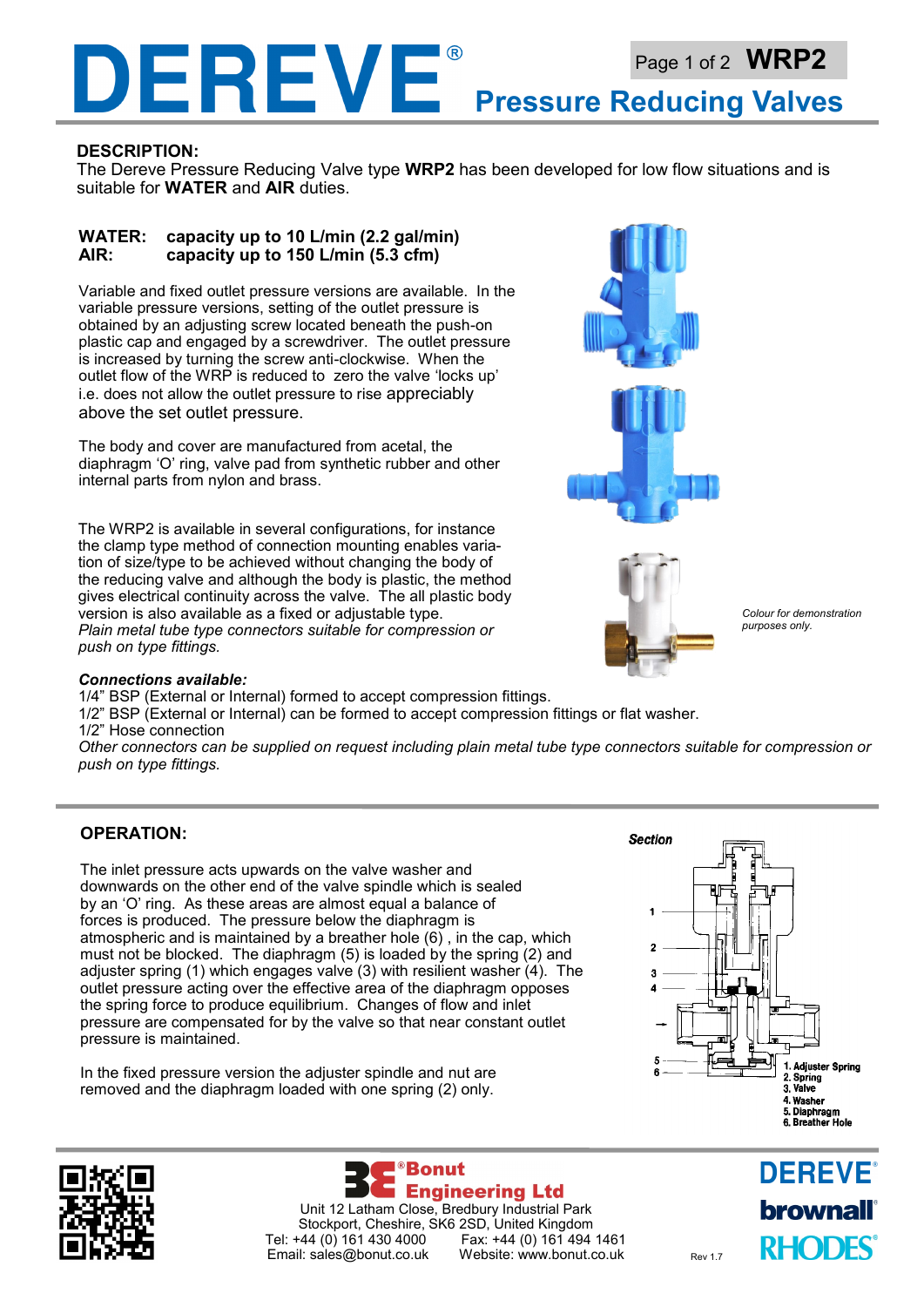# DEREVE®

## Pressure Reducing Valves

**WRP2**

### DESCRIPTION:

The Dereve Pressure Reducing Valve type **WRP2** has been developed for low flow situations and is suitable for **WATER** and **AIR** duties.

**WATER: capacity up to 10 L/min (2.2 gal/min)**
**AIR: capacity up to 150 L/min (5.3 cfm)**

Variable and fixed outlet pressure versions are available. In the variable pressure versions, setting of the outlet pressure is obtained by an adjusting screw located beneath the push-on plastic cap and engaged by a screwdriver. The outlet pressure is increased by turning the screw anti-clockwise. When the outlet flow of the WRP is reduced to zero the valve 'locks up' i.e. does not allow the outlet pressure to rise appreciably above the set outlet pressure.

The body and cover are manufactured from acetal, the diaphragm 'O' ring, valve pad from synthetic rubber and other internal parts from nylon and brass.

The WRP2 is available in several configurations, for instance the clamp type method of connection mounting enables variation of size/type to be achieved without changing the body of the reducing valve and although the body is plastic, the method gives electrical continuity across the valve. The all plastic body version is also available as a fixed or adjustable type.
*Plain metal tube type connectors suitable for compression or push on type fittings.*

*Colour for demonstration purposes only.*

***Connections available:***

1/4" BSP (External or Internal) formed to accept compression fittings.
1/2" BSP (External or Internal) can be formed to accept compression fittings or flat washer.
1/2" Hose connection
*Other connectors can be supplied on request including plain metal tube type connectors suitable for compression or push on type fittings.*

### OPERATION:

The inlet pressure acts upwards on the valve washer and downwards on the other end of the valve spindle which is sealed by an 'O' ring. As these areas are almost equal a balance of forces is produced. The pressure below the diaphragm is atmospheric and is maintained by a breather hole (6), in the cap, which must not be blocked. The diaphragm (5) is loaded by the spring (2) and adjuster spring (1) which engages valve (3) with resilient washer (4). The outlet pressure acting over the effective area of the diaphragm opposes the spring force to produce equilibrium. Changes of flow and inlet pressure are compensated for by the valve so that near constant outlet pressure is maintained.

In the fixed pressure version the adjuster spindle and nut are removed and the diaphragm loaded with one spring (2) only.

**Section**

1. Adjuster Spring
2. Spring
3. Valve
4. Washer
5. Diaphragm
6. Breather Hole

**Bonut Engineering Ltd**
Unit 12 Latham Close, Bredbury Industrial Park
Stockport, Cheshire, SK6 2SD, United Kingdom
Tel: +44 (0) 161 430 4000 Fax: +44 (0) 161 494 1461
Email: sales@bonut.co.uk Website: www.bonut.co.uk

Rev 1.7

DEREVE® brownall® RHODES®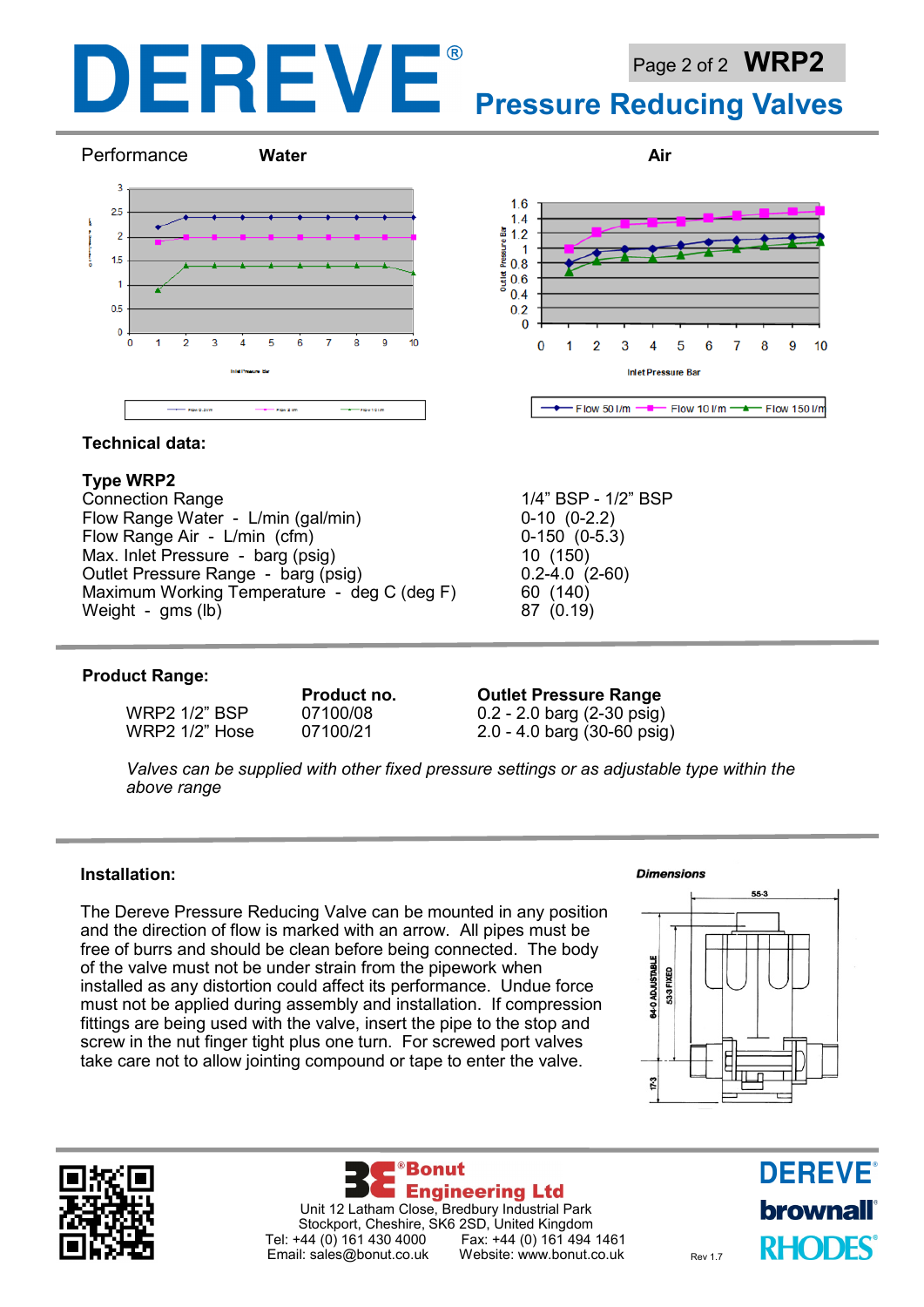# DEREVE®

## Pressure Reducing Valves

Performance **Water**

3
2.5
2
1.5
1
0.5
0
0 1 2 3 4 5 6 7 8 9 10

Inlet Pressure Bar

Flow 0.25l/m Flow 2 l/m Flow 10 l/m

**Air**

Outlet Pressure Bar

1.6
1.4
1.2
1
0.8
0.6
0.4
0.2
0
0 1 2 3 4 5 6 7 8 9 10

Inlet Pressure Bar

Flow 50 l/m Flow 10 l/m Flow 150 l/m

**Technical data:**

**Type WRP2**

| | |
|---|---|
| Connection Range | 1/4" BSP - 1/2" BSP |
| Flow Range Water - L/min (gal/min) | 0-10 (0-2.2) |
| Flow Range Air - L/min (cfm) | 0-150 (0-5.3) |
| Max. Inlet Pressure - barg (psig) | 10 (150) |
| Outlet Pressure Range - barg (psig) | 0.2-4.0 (2-60) |
| Maximum Working Temperature - deg C (deg F) | 60 (140) |
| Weight - gms (lb) | 87 (0.19) |

**Product Range:**

| | Product no. | Outlet Pressure Range |
|---|---|---|
| WRP2 1/2" BSP | 07100/08 | 0.2 - 2.0 barg (2-30 psig) |
| WRP2 1/2" Hose | 07100/21 | 2.0 - 4.0 barg (30-60 psig) |

*Valves can be supplied with other fixed pressure settings or as adjustable type within the above range*

**Installation:**

The Dereve Pressure Reducing Valve can be mounted in any position and the direction of flow is marked with an arrow. All pipes must be free of burrs and should be clean before being connected. The body of the valve must not be under strain from the pipework when installed as any distortion could affect its performance. Undue force must not be applied during assembly and installation. If compression fittings are being used with the valve, insert the pipe to the stop and screw in the nut finger tight plus one turn. For screwed port valves take care not to allow jointing compound or tape to enter the valve.

***Dimensions***

55·3
64·0 ADJUSTABLE
53·3 FIXED
17·3

®Bonut Engineering Ltd
Unit 12 Latham Close, Bredbury Industrial Park
Stockport, Cheshire, SK6 2SD, United Kingdom
Tel: +44 (0) 161 430 4000 Fax: +44 (0) 161 494 1461
Email: sales@bonut.co.uk Website: www.bonut.co.uk

Rev 1.7

DEREVE® brownall® RHODES®